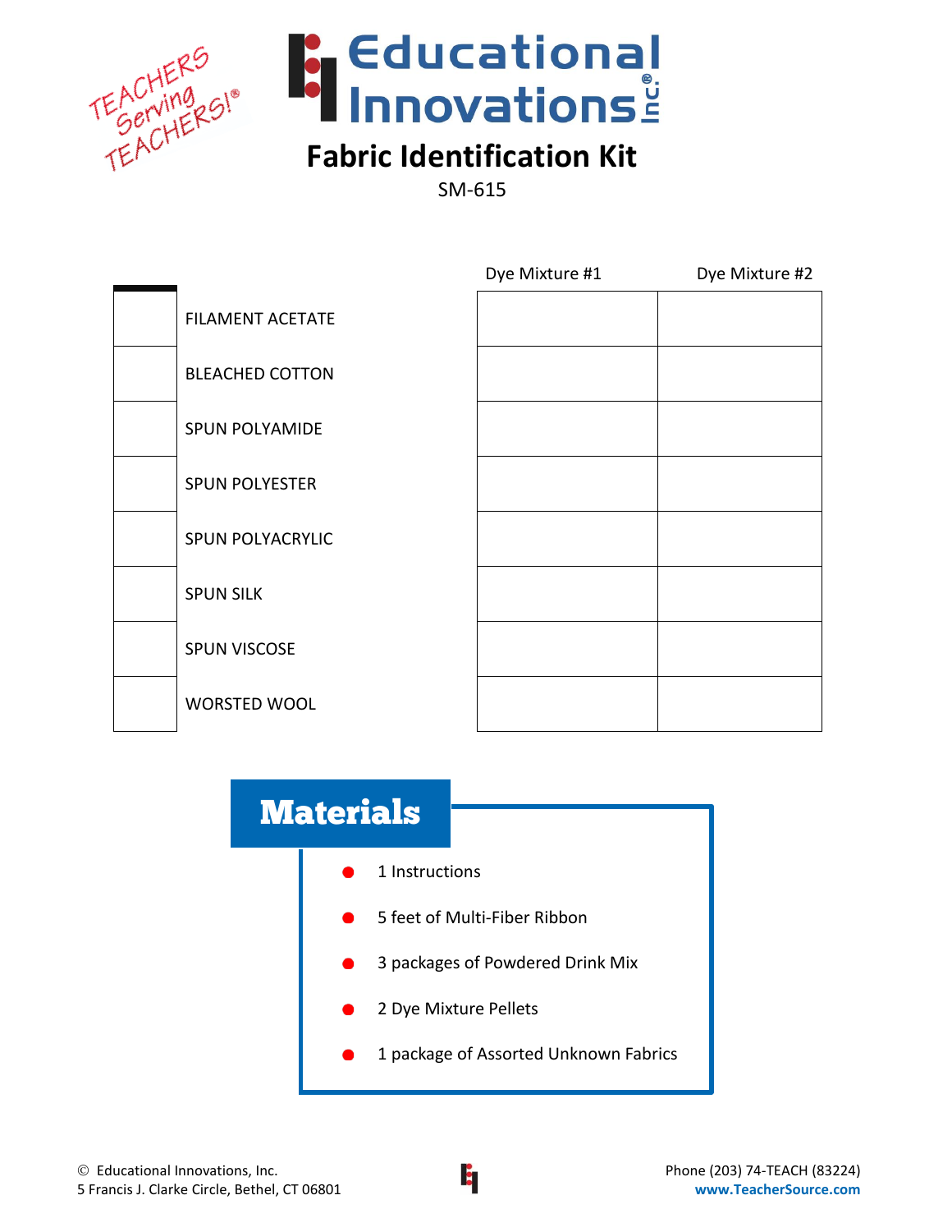TEACHERS Serving TEACHERS!®

# Educational Innovations Inc.®

## Fabric Identification Kit

SM-615

| | | Dye Mixture #1 | Dye Mixture #2 |
|---|---|---|---|
| | FILAMENT ACETATE | | |
| | BLEACHED COTTON | | |
| | SPUN POLYAMIDE | | |
| | SPUN POLYESTER | | |
| | SPUN POLYACRYLIC | | |
| | SPUN SILK | | |
| | SPUN VISCOSE | | |
| | WORSTED WOOL | | |

## Materials

- 1 Instructions
- 5 feet of Multi-Fiber Ribbon
- 3 packages of Powdered Drink Mix
- 2 Dye Mixture Pellets
- 1 package of Assorted Unknown Fabrics

© Educational Innovations, Inc.
5 Francis J. Clarke Circle, Bethel, CT 06801

Phone (203) 74-TEACH (83224)
www.TeacherSource.com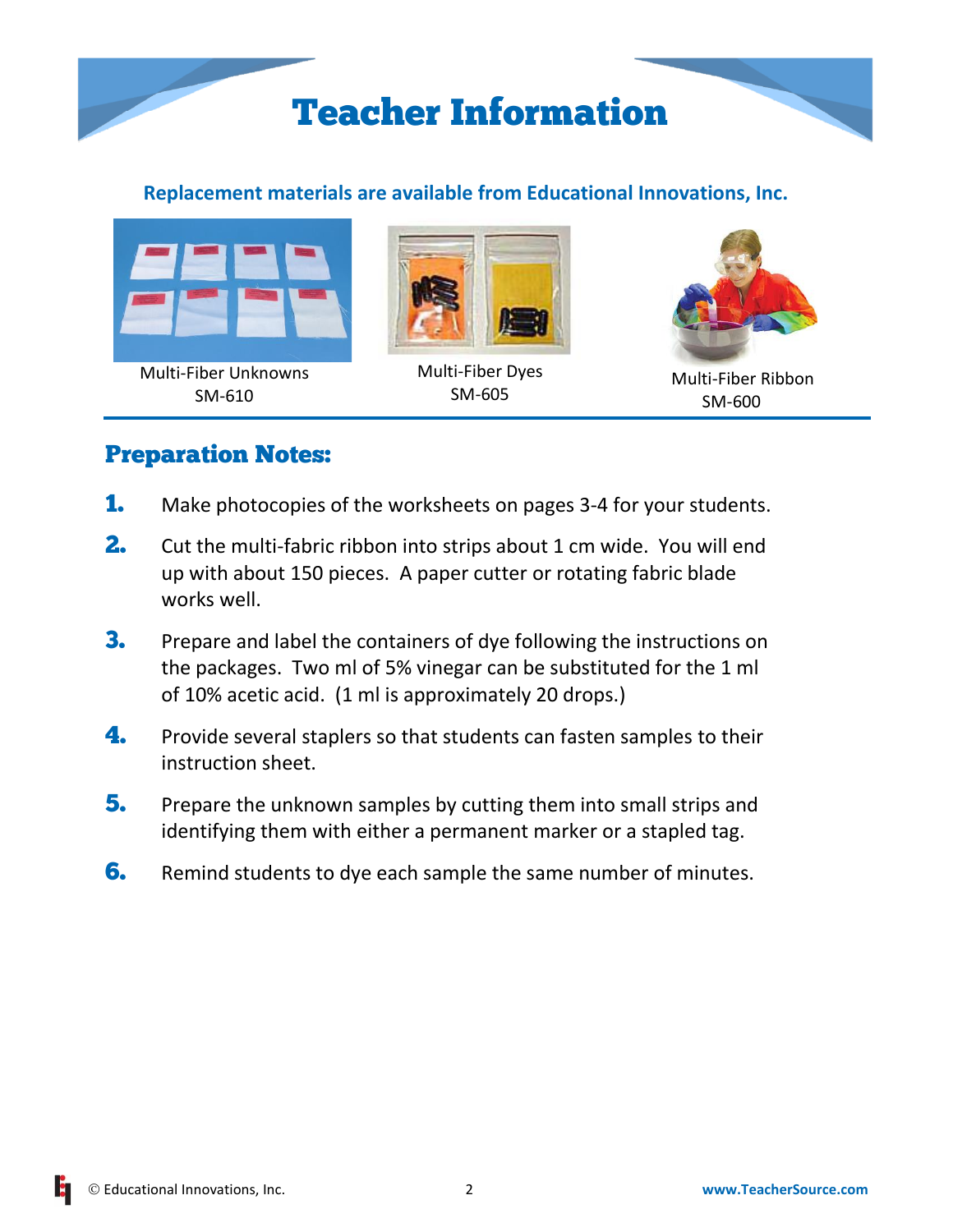# Teacher Information

**Replacement materials are available from Educational Innovations, Inc.**

Multi-Fiber Unknowns
SM-610

Multi-Fiber Dyes
SM-605

Multi-Fiber Ribbon
SM-600

## Preparation Notes:

1. Make photocopies of the worksheets on pages 3-4 for your students.
2. Cut the multi-fabric ribbon into strips about 1 cm wide. You will end up with about 150 pieces. A paper cutter or rotating fabric blade works well.
3. Prepare and label the containers of dye following the instructions on the packages. Two ml of 5% vinegar can be substituted for the 1 ml of 10% acetic acid. (1 ml is approximately 20 drops.)
4. Provide several staplers so that students can fasten samples to their instruction sheet.
5. Prepare the unknown samples by cutting them into small strips and identifying them with either a permanent marker or a stapled tag.
6. Remind students to dye each sample the same number of minutes.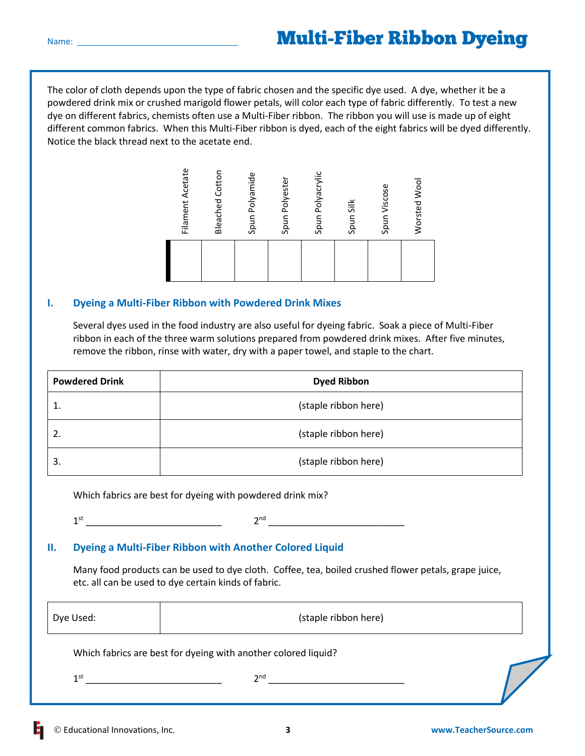Name: ______________________________

# Multi-Fiber Ribbon Dyeing

The color of cloth depends upon the type of fabric chosen and the specific dye used. A dye, whether it be a powdered drink mix or crushed marigold flower petals, will color each type of fabric differently. To test a new dye on different fabrics, chemists often use a Multi-Fiber ribbon. The ribbon you will use is made up of eight different common fabrics. When this Multi-Fiber ribbon is dyed, each of the eight fabrics will be dyed differently. Notice the black thread next to the acetate end.

| Filament Acetate | Bleached Cotton | Spun Polyamide | Spun Polyester | Spun Polyacrylic | Spun Silk | Spun Viscose | Worsted Wool |
|---|---|---|---|---|---|---|---|
| | | | | | | | |

## I. Dyeing a Multi-Fiber Ribbon with Powdered Drink Mixes

Several dyes used in the food industry are also useful for dyeing fabric. Soak a piece of Multi-Fiber ribbon in each of the three warm solutions prepared from powdered drink mixes. After five minutes, remove the ribbon, rinse with water, dry with a paper towel, and staple to the chart.

| Powdered Drink | Dyed Ribbon |
|---|---|
| 1. | (staple ribbon here) |
| 2. | (staple ribbon here) |
| 3. | (staple ribbon here) |

Which fabrics are best for dyeing with powdered drink mix?

1st ___________________________  2nd ___________________________

## II. Dyeing a Multi-Fiber Ribbon with Another Colored Liquid

Many food products can be used to dye cloth. Coffee, tea, boiled crushed flower petals, grape juice, etc. all can be used to dye certain kinds of fabric.

| Dye Used: | (staple ribbon here) |
|---|---|

Which fabrics are best for dyeing with another colored liquid?

1st ___________________________  2nd ___________________________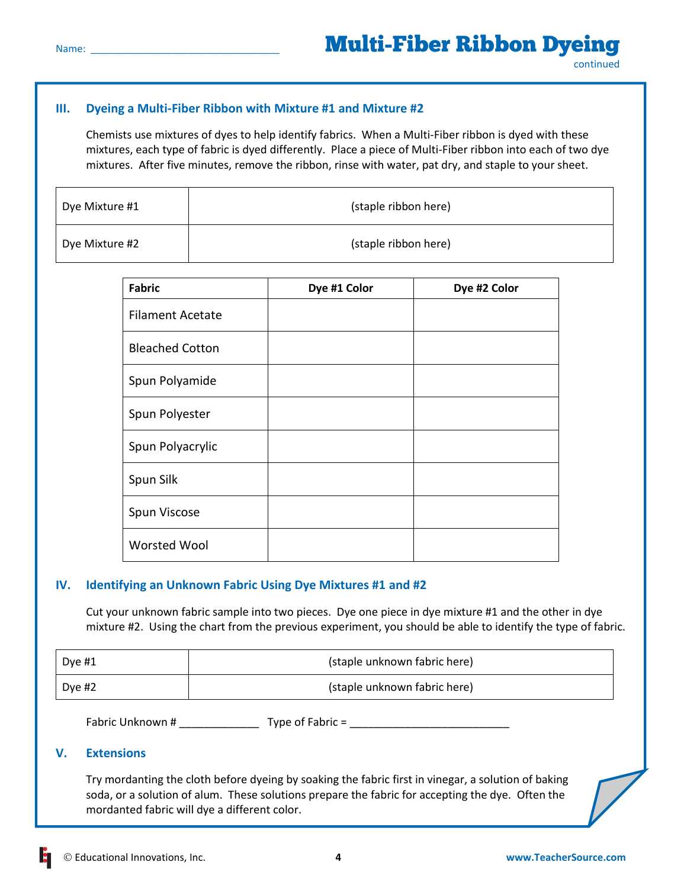Name: ________________________________

# Multi-Fiber Ribbon Dyeing

continued

## III. Dyeing a Multi-Fiber Ribbon with Mixture #1 and Mixture #2

Chemists use mixtures of dyes to help identify fabrics. When a Multi-Fiber ribbon is dyed with these mixtures, each type of fabric is dyed differently. Place a piece of Multi-Fiber ribbon into each of two dye mixtures. After five minutes, remove the ribbon, rinse with water, pat dry, and staple to your sheet.

| | |
|---|---|
| Dye Mixture #1 | (staple ribbon here) |
| Dye Mixture #2 | (staple ribbon here) |

| Fabric | Dye #1 Color | Dye #2 Color |
|---|---|---|
| Filament Acetate | | |
| Bleached Cotton | | |
| Spun Polyamide | | |
| Spun Polyester | | |
| Spun Polyacrylic | | |
| Spun Silk | | |
| Spun Viscose | | |
| Worsted Wool | | |

## IV. Identifying an Unknown Fabric Using Dye Mixtures #1 and #2

Cut your unknown fabric sample into two pieces. Dye one piece in dye mixture #1 and the other in dye mixture #2. Using the chart from the previous experiment, you should be able to identify the type of fabric.

| | |
|---|---|
| Dye #1 | (staple unknown fabric here) |
| Dye #2 | (staple unknown fabric here) |

Fabric Unknown # _____________ Type of Fabric = ___________________________

## V. Extensions

Try mordanting the cloth before dyeing by soaking the fabric first in vinegar, a solution of baking soda, or a solution of alum. These solutions prepare the fabric for accepting the dye. Often the mordanted fabric will dye a different color.

© Educational Innovations, Inc. www.TeacherSource.com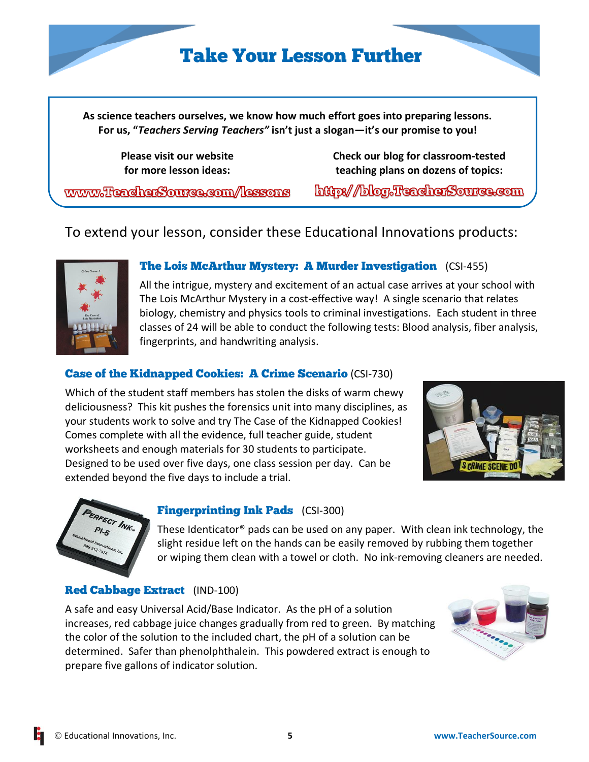# Take Your Lesson Further

**As science teachers ourselves, we know how much effort goes into preparing lessons. For us, "*Teachers Serving Teachers*" isn't just a slogan—it's our promise to you!**

**Please visit our website for more lesson ideas:**

www.TeacherSource.com/lessons

**Check our blog for classroom-tested teaching plans on dozens of topics:**

http://blog.TeacherSource.com

To extend your lesson, consider these Educational Innovations products:

### The Lois McArthur Mystery: A Murder Investigation (CSI-455)

All the intrigue, mystery and excitement of an actual case arrives at your school with The Lois McArthur Mystery in a cost-effective way! A single scenario that relates biology, chemistry and physics tools to criminal investigations. Each student in three classes of 24 will be able to conduct the following tests: Blood analysis, fiber analysis, fingerprints, and handwriting analysis.

### Case of the Kidnapped Cookies: A Crime Scenario (CSI-730)

Which of the student staff members has stolen the disks of warm chewy deliciousness? This kit pushes the forensics unit into many disciplines, as your students work to solve and try The Case of the Kidnapped Cookies! Comes complete with all the evidence, full teacher guide, student worksheets and enough materials for 30 students to participate. Designed to be used over five days, one class session per day. Can be extended beyond the five days to include a trial.

### Fingerprinting Ink Pads (CSI-300)

These Identicator® pads can be used on any paper. With clean ink technology, the slight residue left on the hands can be easily removed by rubbing them together or wiping them clean with a towel or cloth. No ink-removing cleaners are needed.

### Red Cabbage Extract (IND-100)

A safe and easy Universal Acid/Base Indicator. As the pH of a solution increases, red cabbage juice changes gradually from red to green. By matching the color of the solution to the included chart, the pH of a solution can be determined. Safer than phenolphthalein. This powdered extract is enough to prepare five gallons of indicator solution.